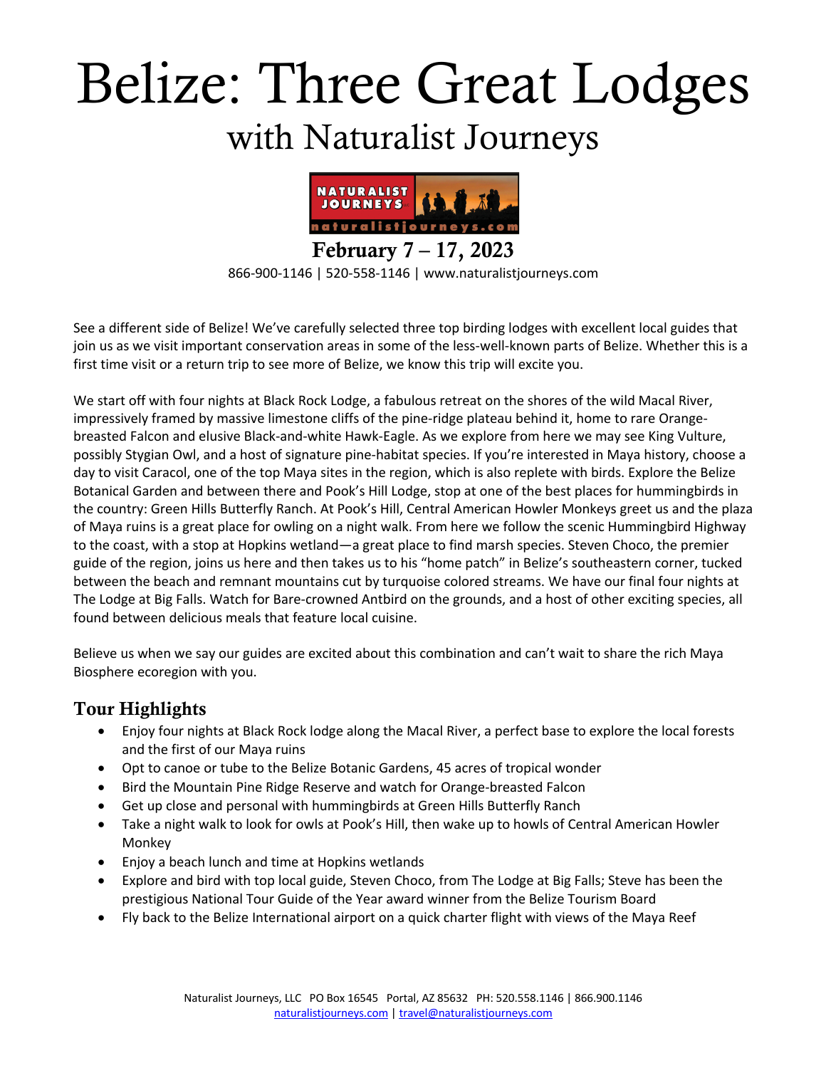# Belize: Three Great Lodges

## with Naturalist Journeys

**February 7 – 17, 2023**

866-900-1146 | 520-558-1146 | www.naturalistjourneys.com

See a different side of Belize! We've carefully selected three top birding lodges with excellent local guides that join us as we visit important conservation areas in some of the less-well-known parts of Belize. Whether this is a first time visit or a return trip to see more of Belize, we know this trip will excite you.

We start off with four nights at Black Rock Lodge, a fabulous retreat on the shores of the wild Macal River, impressively framed by massive limestone cliffs of the pine-ridge plateau behind it, home to rare Orange-breasted Falcon and elusive Black-and-white Hawk-Eagle. As we explore from here we may see King Vulture, possibly Stygian Owl, and a host of signature pine-habitat species. If you're interested in Maya history, choose a day to visit Caracol, one of the top Maya sites in the region, which is also replete with birds. Explore the Belize Botanical Garden and between there and Pook's Hill Lodge, stop at one of the best places for hummingbirds in the country: Green Hills Butterfly Ranch. At Pook's Hill, Central American Howler Monkeys greet us and the plaza of Maya ruins is a great place for owling on a night walk. From here we follow the scenic Hummingbird Highway to the coast, with a stop at Hopkins wetland—a great place to find marsh species. Steven Choco, the premier guide of the region, joins us here and then takes us to his "home patch" in Belize's southeastern corner, tucked between the beach and remnant mountains cut by turquoise colored streams. We have our final four nights at The Lodge at Big Falls. Watch for Bare-crowned Antbird on the grounds, and a host of other exciting species, all found between delicious meals that feature local cuisine.

Believe us when we say our guides are excited about this combination and can't wait to share the rich Maya Biosphere ecoregion with you.

## Tour Highlights

- Enjoy four nights at Black Rock lodge along the Macal River, a perfect base to explore the local forests and the first of our Maya ruins
- Opt to canoe or tube to the Belize Botanic Gardens, 45 acres of tropical wonder
- Bird the Mountain Pine Ridge Reserve and watch for Orange-breasted Falcon
- Get up close and personal with hummingbirds at Green Hills Butterfly Ranch
- Take a night walk to look for owls at Pook's Hill, then wake up to howls of Central American Howler Monkey
- Enjoy a beach lunch and time at Hopkins wetlands
- Explore and bird with top local guide, Steven Choco, from The Lodge at Big Falls; Steve has been the prestigious National Tour Guide of the Year award winner from the Belize Tourism Board
- Fly back to the Belize International airport on a quick charter flight with views of the Maya Reef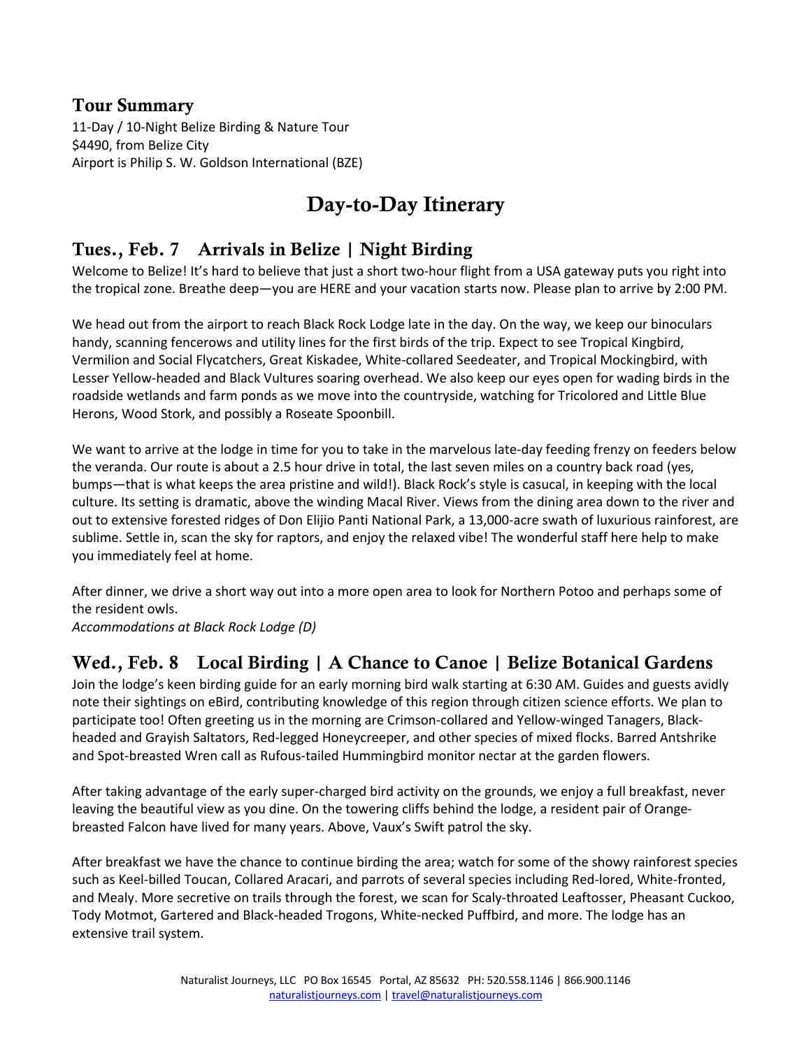## Tour Summary

11-Day / 10-Night Belize Birding & Nature Tour
$4490, from Belize City
Airport is Philip S. W. Goldson International (BZE)

# Day-to-Day Itinerary

## Tues., Feb. 7 Arrivals in Belize | Night Birding

Welcome to Belize! It's hard to believe that just a short two-hour flight from a USA gateway puts you right into the tropical zone. Breathe deep—you are HERE and your vacation starts now. Please plan to arrive by 2:00 PM.

We head out from the airport to reach Black Rock Lodge late in the day. On the way, we keep our binoculars handy, scanning fencerows and utility lines for the first birds of the trip. Expect to see Tropical Kingbird, Vermilion and Social Flycatchers, Great Kiskadee, White-collared Seedeater, and Tropical Mockingbird, with Lesser Yellow-headed and Black Vultures soaring overhead. We also keep our eyes open for wading birds in the roadside wetlands and farm ponds as we move into the countryside, watching for Tricolored and Little Blue Herons, Wood Stork, and possibly a Roseate Spoonbill.

We want to arrive at the lodge in time for you to take in the marvelous late-day feeding frenzy on feeders below the veranda. Our route is about a 2.5 hour drive in total, the last seven miles on a country back road (yes, bumps—that is what keeps the area pristine and wild!). Black Rock's style is casual, in keeping with the local culture. Its setting is dramatic, above the winding Macal River. Views from the dining area down to the river and out to extensive forested ridges of Don Elijio Panti National Park, a 13,000-acre swath of luxurious rainforest, are sublime. Settle in, scan the sky for raptors, and enjoy the relaxed vibe! The wonderful staff here help to make you immediately feel at home.

After dinner, we drive a short way out into a more open area to look for Northern Potoo and perhaps some of the resident owls.

*Accommodations at Black Rock Lodge (D)*

## Wed., Feb. 8 Local Birding | A Chance to Canoe | Belize Botanical Gardens

Join the lodge's keen birding guide for an early morning bird walk starting at 6:30 AM. Guides and guests avidly note their sightings on eBird, contributing knowledge of this region through citizen science efforts. We plan to participate too! Often greeting us in the morning are Crimson-collared and Yellow-winged Tanagers, Black-headed and Grayish Saltators, Red-legged Honeycreeper, and other species of mixed flocks. Barred Antshrike and Spot-breasted Wren call as Rufous-tailed Hummingbird monitor nectar at the garden flowers.

After taking advantage of the early super-charged bird activity on the grounds, we enjoy a full breakfast, never leaving the beautiful view as you dine. On the towering cliffs behind the lodge, a resident pair of Orange-breasted Falcon have lived for many years. Above, Vaux's Swift patrol the sky.

After breakfast we have the chance to continue birding the area; watch for some of the showy rainforest species such as Keel-billed Toucan, Collared Aracari, and parrots of several species including Red-lored, White-fronted, and Mealy. More secretive on trails through the forest, we scan for Scaly-throated Leaftosser, Pheasant Cuckoo, Tody Motmot, Gartered and Black-headed Trogons, White-necked Puffbird, and more. The lodge has an extensive trail system.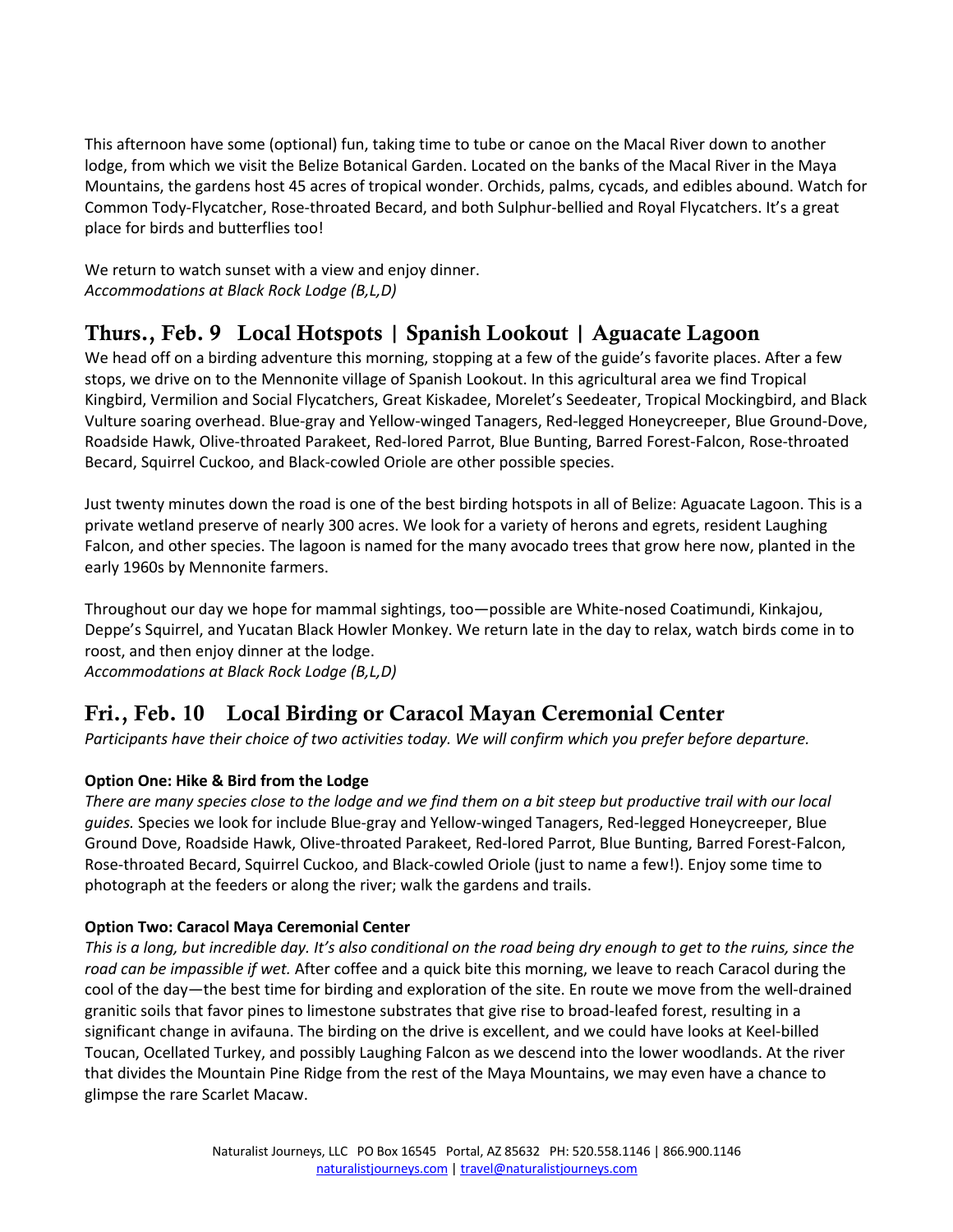This afternoon have some (optional) fun, taking time to tube or canoe on the Macal River down to another lodge, from which we visit the Belize Botanical Garden. Located on the banks of the Macal River in the Maya Mountains, the gardens host 45 acres of tropical wonder. Orchids, palms, cycads, and edibles abound. Watch for Common Tody-Flycatcher, Rose-throated Becard, and both Sulphur-bellied and Royal Flycatchers. It's a great place for birds and butterflies too!

We return to watch sunset with a view and enjoy dinner.
*Accommodations at Black Rock Lodge (B,L,D)*

## Thurs., Feb. 9 Local Hotspots | Spanish Lookout | Aguacate Lagoon

We head off on a birding adventure this morning, stopping at a few of the guide's favorite places. After a few stops, we drive on to the Mennonite village of Spanish Lookout. In this agricultural area we find Tropical Kingbird, Vermilion and Social Flycatchers, Great Kiskadee, Morelet's Seedeater, Tropical Mockingbird, and Black Vulture soaring overhead. Blue-gray and Yellow-winged Tanagers, Red-legged Honeycreeper, Blue Ground-Dove, Roadside Hawk, Olive-throated Parakeet, Red-lored Parrot, Blue Bunting, Barred Forest-Falcon, Rose-throated Becard, Squirrel Cuckoo, and Black-cowled Oriole are other possible species.

Just twenty minutes down the road is one of the best birding hotspots in all of Belize: Aguacate Lagoon. This is a private wetland preserve of nearly 300 acres. We look for a variety of herons and egrets, resident Laughing Falcon, and other species. The lagoon is named for the many avocado trees that grow here now, planted in the early 1960s by Mennonite farmers.

Throughout our day we hope for mammal sightings, too—possible are White-nosed Coatimundi, Kinkajou, Deppe's Squirrel, and Yucatan Black Howler Monkey. We return late in the day to relax, watch birds come in to roost, and then enjoy dinner at the lodge.
*Accommodations at Black Rock Lodge (B,L,D)*

## Fri., Feb. 10 Local Birding or Caracol Mayan Ceremonial Center

*Participants have their choice of two activities today. We will confirm which you prefer before departure.*

**Option One: Hike & Bird from the Lodge**

*There are many species close to the lodge and we find them on a bit steep but productive trail with our local guides.* Species we look for include Blue-gray and Yellow-winged Tanagers, Red-legged Honeycreeper, Blue Ground Dove, Roadside Hawk, Olive-throated Parakeet, Red-lored Parrot, Blue Bunting, Barred Forest-Falcon, Rose-throated Becard, Squirrel Cuckoo, and Black-cowled Oriole (just to name a few!). Enjoy some time to photograph at the feeders or along the river; walk the gardens and trails.

**Option Two: Caracol Maya Ceremonial Center**

*This is a long, but incredible day. It's also conditional on the road being dry enough to get to the ruins, since the road can be impassible if wet.* After coffee and a quick bite this morning, we leave to reach Caracol during the cool of the day—the best time for birding and exploration of the site. En route we move from the well-drained granitic soils that favor pines to limestone substrates that give rise to broad-leafed forest, resulting in a significant change in avifauna. The birding on the drive is excellent, and we could have looks at Keel-billed Toucan, Ocellated Turkey, and possibly Laughing Falcon as we descend into the lower woodlands. At the river that divides the Mountain Pine Ridge from the rest of the Maya Mountains, we may even have a chance to glimpse the rare Scarlet Macaw.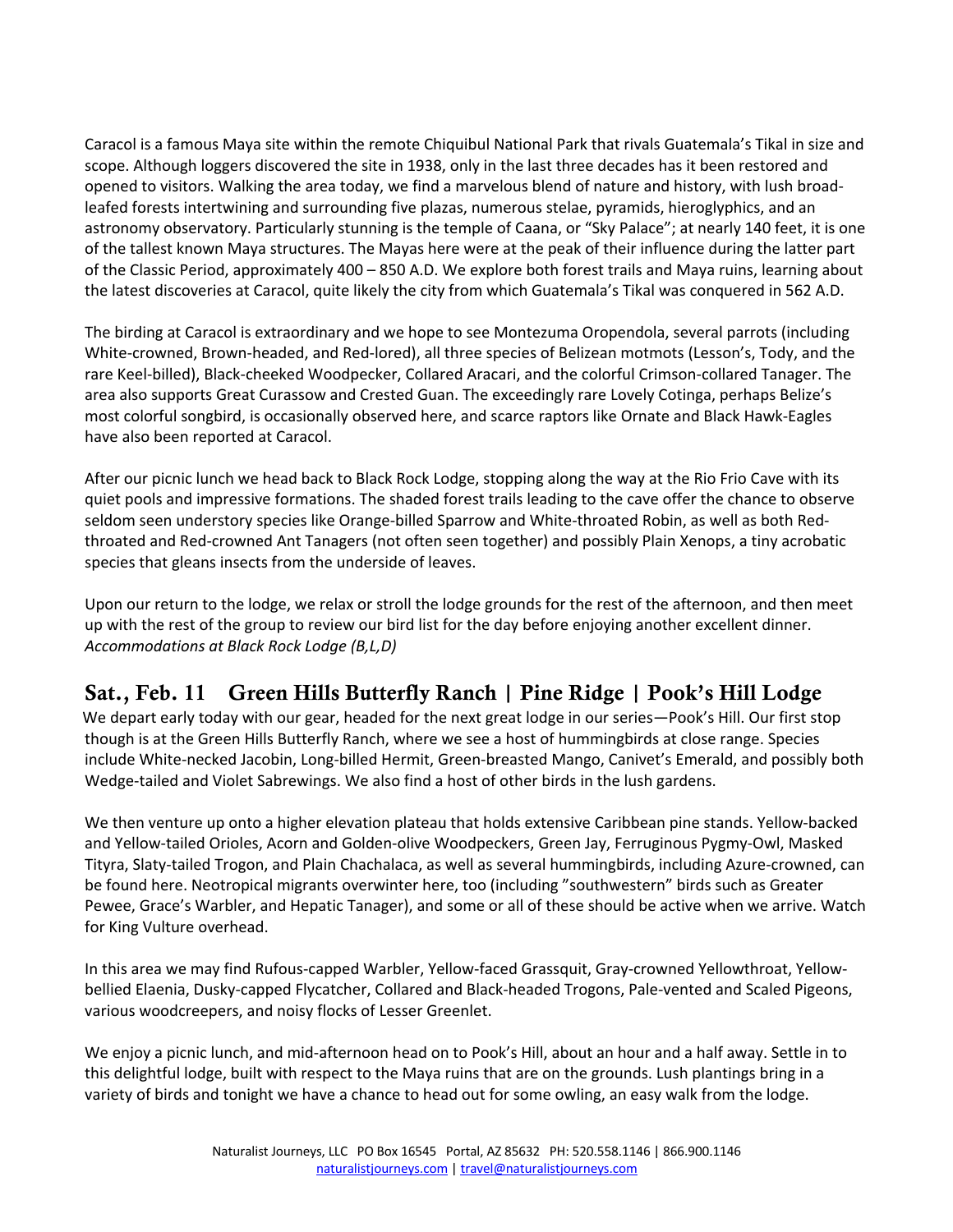Caracol is a famous Maya site within the remote Chiquibul National Park that rivals Guatemala's Tikal in size and scope. Although loggers discovered the site in 1938, only in the last three decades has it been restored and opened to visitors. Walking the area today, we find a marvelous blend of nature and history, with lush broad-leafed forests intertwining and surrounding five plazas, numerous stelae, pyramids, hieroglyphics, and an astronomy observatory. Particularly stunning is the temple of Caana, or "Sky Palace"; at nearly 140 feet, it is one of the tallest known Maya structures. The Mayas here were at the peak of their influence during the latter part of the Classic Period, approximately 400 – 850 A.D. We explore both forest trails and Maya ruins, learning about the latest discoveries at Caracol, quite likely the city from which Guatemala's Tikal was conquered in 562 A.D.

The birding at Caracol is extraordinary and we hope to see Montezuma Oropendola, several parrots (including White-crowned, Brown-headed, and Red-lored), all three species of Belizean motmots (Lesson's, Tody, and the rare Keel-billed), Black-cheeked Woodpecker, Collared Aracari, and the colorful Crimson-collared Tanager. The area also supports Great Curassow and Crested Guan. The exceedingly rare Lovely Cotinga, perhaps Belize's most colorful songbird, is occasionally observed here, and scarce raptors like Ornate and Black Hawk-Eagles have also been reported at Caracol.

After our picnic lunch we head back to Black Rock Lodge, stopping along the way at the Rio Frio Cave with its quiet pools and impressive formations. The shaded forest trails leading to the cave offer the chance to observe seldom seen understory species like Orange-billed Sparrow and White-throated Robin, as well as both Red-throated and Red-crowned Ant Tanagers (not often seen together) and possibly Plain Xenops, a tiny acrobatic species that gleans insects from the underside of leaves.

Upon our return to the lodge, we relax or stroll the lodge grounds for the rest of the afternoon, and then meet up with the rest of the group to review our bird list for the day before enjoying another excellent dinner. *Accommodations at Black Rock Lodge (B,L,D)*

## Sat., Feb. 11 Green Hills Butterfly Ranch | Pine Ridge | Pook's Hill Lodge

We depart early today with our gear, headed for the next great lodge in our series—Pook's Hill. Our first stop though is at the Green Hills Butterfly Ranch, where we see a host of hummingbirds at close range. Species include White-necked Jacobin, Long-billed Hermit, Green-breasted Mango, Canivet's Emerald, and possibly both Wedge-tailed and Violet Sabrewings. We also find a host of other birds in the lush gardens.

We then venture up onto a higher elevation plateau that holds extensive Caribbean pine stands. Yellow-backed and Yellow-tailed Orioles, Acorn and Golden-olive Woodpeckers, Green Jay, Ferruginous Pygmy-Owl, Masked Tityra, Slaty-tailed Trogon, and Plain Chachalaca, as well as several hummingbirds, including Azure-crowned, can be found here. Neotropical migrants overwinter here, too (including "southwestern" birds such as Greater Pewee, Grace's Warbler, and Hepatic Tanager), and some or all of these should be active when we arrive. Watch for King Vulture overhead.

In this area we may find Rufous-capped Warbler, Yellow-faced Grassquit, Gray-crowned Yellowthroat, Yellow-bellied Elaenia, Dusky-capped Flycatcher, Collared and Black-headed Trogons, Pale-vented and Scaled Pigeons, various woodcreepers, and noisy flocks of Lesser Greenlet.

We enjoy a picnic lunch, and mid-afternoon head on to Pook's Hill, about an hour and a half away. Settle in to this delightful lodge, built with respect to the Maya ruins that are on the grounds. Lush plantings bring in a variety of birds and tonight we have a chance to head out for some owling, an easy walk from the lodge.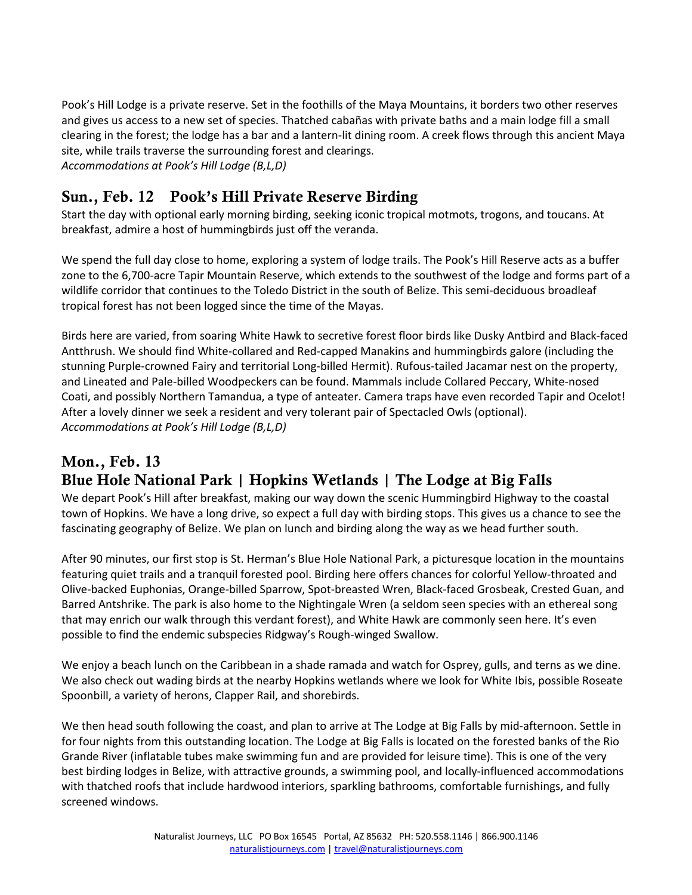Pook's Hill Lodge is a private reserve. Set in the foothills of the Maya Mountains, it borders two other reserves and gives us access to a new set of species. Thatched cabañas with private baths and a main lodge fill a small clearing in the forest; the lodge has a bar and a lantern-lit dining room. A creek flows through this ancient Maya site, while trails traverse the surrounding forest and clearings.
*Accommodations at Pook's Hill Lodge (B,L,D)*

## Sun., Feb. 12 Pook's Hill Private Reserve Birding

Start the day with optional early morning birding, seeking iconic tropical motmots, trogons, and toucans. At breakfast, admire a host of hummingbirds just off the veranda.

We spend the full day close to home, exploring a system of lodge trails. The Pook's Hill Reserve acts as a buffer zone to the 6,700-acre Tapir Mountain Reserve, which extends to the southwest of the lodge and forms part of a wildlife corridor that continues to the Toledo District in the south of Belize. This semi-deciduous broadleaf tropical forest has not been logged since the time of the Mayas.

Birds here are varied, from soaring White Hawk to secretive forest floor birds like Dusky Antbird and Black-faced Antthrush. We should find White-collared and Red-capped Manakins and hummingbirds galore (including the stunning Purple-crowned Fairy and territorial Long-billed Hermit). Rufous-tailed Jacamar nest on the property, and Lineated and Pale-billed Woodpeckers can be found. Mammals include Collared Peccary, White-nosed Coati, and possibly Northern Tamandua, a type of anteater. Camera traps have even recorded Tapir and Ocelot! After a lovely dinner we seek a resident and very tolerant pair of Spectacled Owls (optional).
*Accommodations at Pook's Hill Lodge (B,L,D)*

## Mon., Feb. 13
## Blue Hole National Park | Hopkins Wetlands | The Lodge at Big Falls

We depart Pook's Hill after breakfast, making our way down the scenic Hummingbird Highway to the coastal town of Hopkins. We have a long drive, so expect a full day with birding stops. This gives us a chance to see the fascinating geography of Belize. We plan on lunch and birding along the way as we head further south.

After 90 minutes, our first stop is St. Herman's Blue Hole National Park, a picturesque location in the mountains featuring quiet trails and a tranquil forested pool. Birding here offers chances for colorful Yellow-throated and Olive-backed Euphonias, Orange-billed Sparrow, Spot-breasted Wren, Black-faced Grosbeak, Crested Guan, and Barred Antshrike. The park is also home to the Nightingale Wren (a seldom seen species with an ethereal song that may enrich our walk through this verdant forest), and White Hawk are commonly seen here. It's even possible to find the endemic subspecies Ridgway's Rough-winged Swallow.

We enjoy a beach lunch on the Caribbean in a shade ramada and watch for Osprey, gulls, and terns as we dine. We also check out wading birds at the nearby Hopkins wetlands where we look for White Ibis, possible Roseate Spoonbill, a variety of herons, Clapper Rail, and shorebirds.

We then head south following the coast, and plan to arrive at The Lodge at Big Falls by mid-afternoon. Settle in for four nights from this outstanding location. The Lodge at Big Falls is located on the forested banks of the Rio Grande River (inflatable tubes make swimming fun and are provided for leisure time). This is one of the very best birding lodges in Belize, with attractive grounds, a swimming pool, and locally-influenced accommodations with thatched roofs that include hardwood interiors, sparkling bathrooms, comfortable furnishings, and fully screened windows.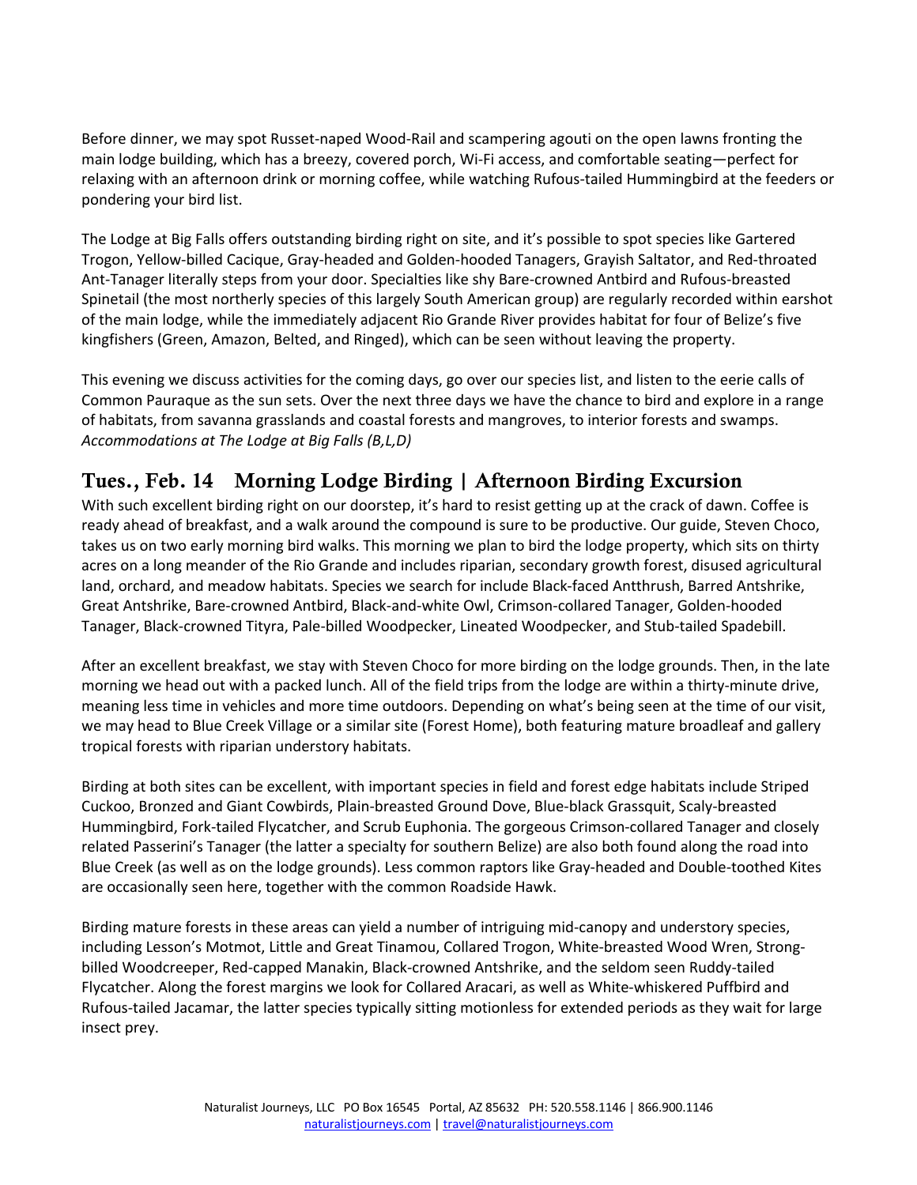Before dinner, we may spot Russet-naped Wood-Rail and scampering agouti on the open lawns fronting the main lodge building, which has a breezy, covered porch, Wi-Fi access, and comfortable seating—perfect for relaxing with an afternoon drink or morning coffee, while watching Rufous-tailed Hummingbird at the feeders or pondering your bird list.

The Lodge at Big Falls offers outstanding birding right on site, and it's possible to spot species like Gartered Trogon, Yellow-billed Cacique, Gray-headed and Golden-hooded Tanagers, Grayish Saltator, and Red-throated Ant-Tanager literally steps from your door. Specialties like shy Bare-crowned Antbird and Rufous-breasted Spinetail (the most northerly species of this largely South American group) are regularly recorded within earshot of the main lodge, while the immediately adjacent Rio Grande River provides habitat for four of Belize's five kingfishers (Green, Amazon, Belted, and Ringed), which can be seen without leaving the property.

This evening we discuss activities for the coming days, go over our species list, and listen to the eerie calls of Common Pauraque as the sun sets. Over the next three days we have the chance to bird and explore in a range of habitats, from savanna grasslands and coastal forests and mangroves, to interior forests and swamps. *Accommodations at The Lodge at Big Falls (B,L,D)*

## Tues., Feb. 14 Morning Lodge Birding | Afternoon Birding Excursion

With such excellent birding right on our doorstep, it's hard to resist getting up at the crack of dawn. Coffee is ready ahead of breakfast, and a walk around the compound is sure to be productive. Our guide, Steven Choco, takes us on two early morning bird walks. This morning we plan to bird the lodge property, which sits on thirty acres on a long meander of the Rio Grande and includes riparian, secondary growth forest, disused agricultural land, orchard, and meadow habitats. Species we search for include Black-faced Antthrush, Barred Antshrike, Great Antshrike, Bare-crowned Antbird, Black-and-white Owl, Crimson-collared Tanager, Golden-hooded Tanager, Black-crowned Tityra, Pale-billed Woodpecker, Lineated Woodpecker, and Stub-tailed Spadebill.

After an excellent breakfast, we stay with Steven Choco for more birding on the lodge grounds. Then, in the late morning we head out with a packed lunch. All of the field trips from the lodge are within a thirty-minute drive, meaning less time in vehicles and more time outdoors. Depending on what's being seen at the time of our visit, we may head to Blue Creek Village or a similar site (Forest Home), both featuring mature broadleaf and gallery tropical forests with riparian understory habitats.

Birding at both sites can be excellent, with important species in field and forest edge habitats include Striped Cuckoo, Bronzed and Giant Cowbirds, Plain-breasted Ground Dove, Blue-black Grassquit, Scaly-breasted Hummingbird, Fork-tailed Flycatcher, and Scrub Euphonia. The gorgeous Crimson-collared Tanager and closely related Passerini's Tanager (the latter a specialty for southern Belize) are also both found along the road into Blue Creek (as well as on the lodge grounds). Less common raptors like Gray-headed and Double-toothed Kites are occasionally seen here, together with the common Roadside Hawk.

Birding mature forests in these areas can yield a number of intriguing mid-canopy and understory species, including Lesson's Motmot, Little and Great Tinamou, Collared Trogon, White-breasted Wood Wren, Strong-billed Woodcreeper, Red-capped Manakin, Black-crowned Antshrike, and the seldom seen Ruddy-tailed Flycatcher. Along the forest margins we look for Collared Aracari, as well as White-whiskered Puffbird and Rufous-tailed Jacamar, the latter species typically sitting motionless for extended periods as they wait for large insect prey.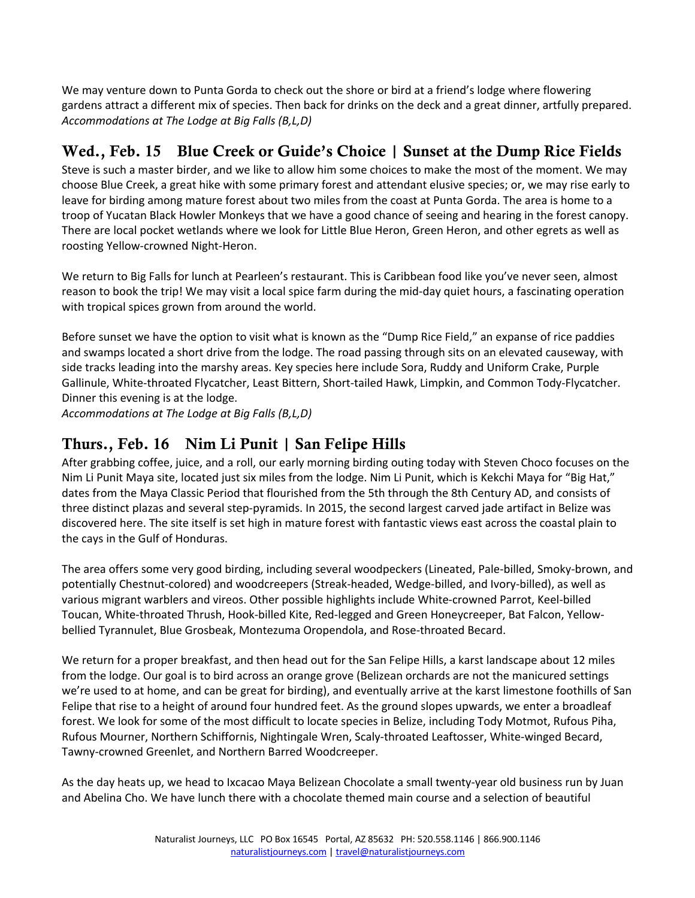We may venture down to Punta Gorda to check out the shore or bird at a friend's lodge where flowering gardens attract a different mix of species. Then back for drinks on the deck and a great dinner, artfully prepared.
*Accommodations at The Lodge at Big Falls (B,L,D)*

## Wed., Feb. 15 Blue Creek or Guide's Choice | Sunset at the Dump Rice Fields

Steve is such a master birder, and we like to allow him some choices to make the most of the moment. We may choose Blue Creek, a great hike with some primary forest and attendant elusive species; or, we may rise early to leave for birding among mature forest about two miles from the coast at Punta Gorda. The area is home to a troop of Yucatan Black Howler Monkeys that we have a good chance of seeing and hearing in the forest canopy. There are local pocket wetlands where we look for Little Blue Heron, Green Heron, and other egrets as well as roosting Yellow-crowned Night-Heron.

We return to Big Falls for lunch at Pearleen's restaurant. This is Caribbean food like you've never seen, almost reason to book the trip! We may visit a local spice farm during the mid-day quiet hours, a fascinating operation with tropical spices grown from around the world.

Before sunset we have the option to visit what is known as the "Dump Rice Field," an expanse of rice paddies and swamps located a short drive from the lodge. The road passing through sits on an elevated causeway, with side tracks leading into the marshy areas. Key species here include Sora, Ruddy and Uniform Crake, Purple Gallinule, White-throated Flycatcher, Least Bittern, Short-tailed Hawk, Limpkin, and Common Tody-Flycatcher. Dinner this evening is at the lodge.
*Accommodations at The Lodge at Big Falls (B,L,D)*

## Thurs., Feb. 16 Nim Li Punit | San Felipe Hills

After grabbing coffee, juice, and a roll, our early morning birding outing today with Steven Choco focuses on the Nim Li Punit Maya site, located just six miles from the lodge. Nim Li Punit, which is Kekchi Maya for "Big Hat," dates from the Maya Classic Period that flourished from the 5th through the 8th Century AD, and consists of three distinct plazas and several step-pyramids. In 2015, the second largest carved jade artifact in Belize was discovered here. The site itself is set high in mature forest with fantastic views east across the coastal plain to the cays in the Gulf of Honduras.

The area offers some very good birding, including several woodpeckers (Lineated, Pale-billed, Smoky-brown, and potentially Chestnut-colored) and woodcreepers (Streak-headed, Wedge-billed, and Ivory-billed), as well as various migrant warblers and vireos. Other possible highlights include White-crowned Parrot, Keel-billed Toucan, White-throated Thrush, Hook-billed Kite, Red-legged and Green Honeycreeper, Bat Falcon, Yellow-bellied Tyrannulet, Blue Grosbeak, Montezuma Oropendola, and Rose-throated Becard.

We return for a proper breakfast, and then head out for the San Felipe Hills, a karst landscape about 12 miles from the lodge. Our goal is to bird across an orange grove (Belizean orchards are not the manicured settings we're used to at home, and can be great for birding), and eventually arrive at the karst limestone foothills of San Felipe that rise to a height of around four hundred feet. As the ground slopes upwards, we enter a broadleaf forest. We look for some of the most difficult to locate species in Belize, including Tody Motmot, Rufous Piha, Rufous Mourner, Northern Schiffornis, Nightingale Wren, Scaly-throated Leaftosser, White-winged Becard, Tawny-crowned Greenlet, and Northern Barred Woodcreeper.

As the day heats up, we head to Ixcacao Maya Belizean Chocolate a small twenty-year old business run by Juan and Abelina Cho. We have lunch there with a chocolate themed main course and a selection of beautiful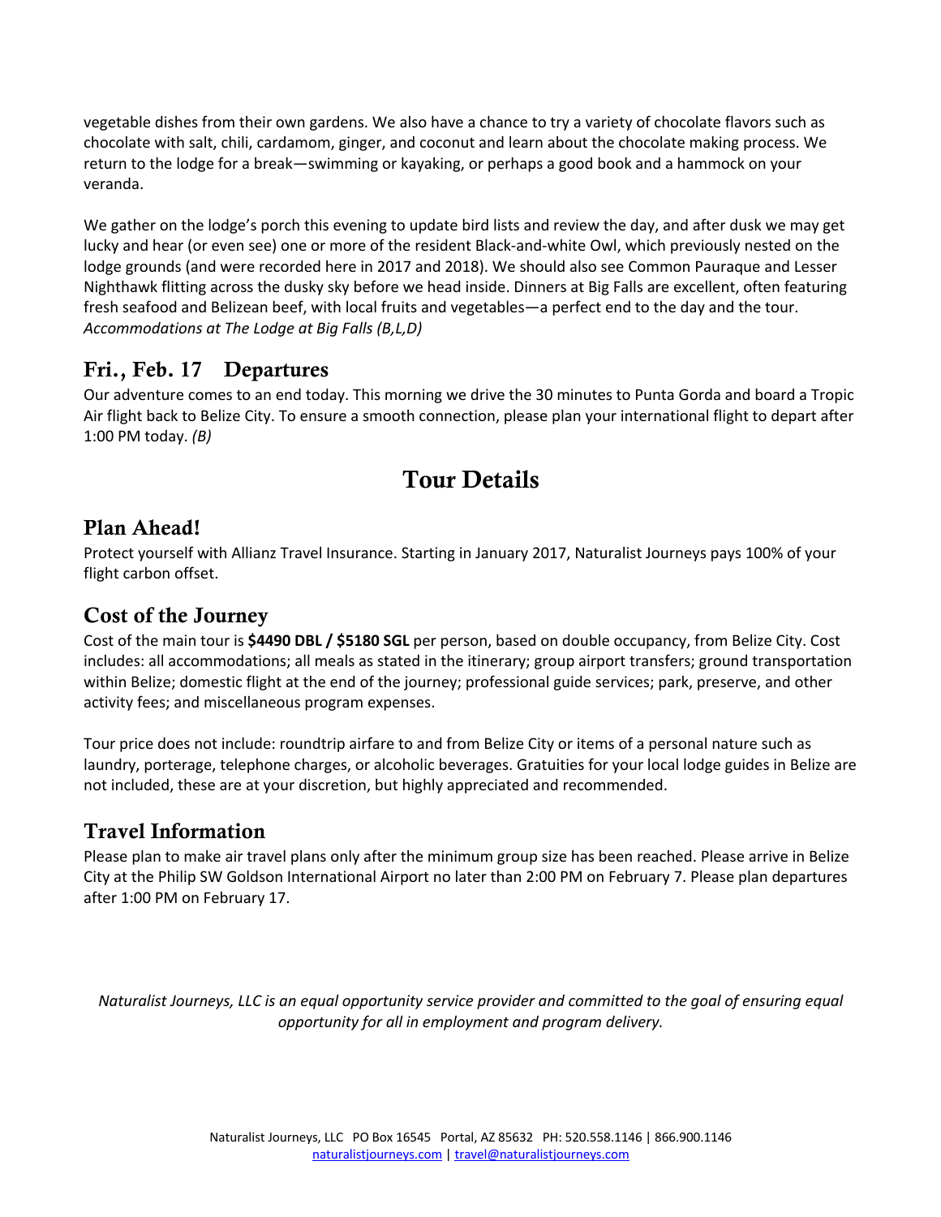vegetable dishes from their own gardens. We also have a chance to try a variety of chocolate flavors such as chocolate with salt, chili, cardamom, ginger, and coconut and learn about the chocolate making process. We return to the lodge for a break—swimming or kayaking, or perhaps a good book and a hammock on your veranda.

We gather on the lodge's porch this evening to update bird lists and review the day, and after dusk we may get lucky and hear (or even see) one or more of the resident Black-and-white Owl, which previously nested on the lodge grounds (and were recorded here in 2017 and 2018). We should also see Common Pauraque and Lesser Nighthawk flitting across the dusky sky before we head inside. Dinners at Big Falls are excellent, often featuring fresh seafood and Belizean beef, with local fruits and vegetables—a perfect end to the day and the tour.
*Accommodations at The Lodge at Big Falls (B,L,D)*

## Fri., Feb. 17 Departures

Our adventure comes to an end today. This morning we drive the 30 minutes to Punta Gorda and board a Tropic Air flight back to Belize City. To ensure a smooth connection, please plan your international flight to depart after 1:00 PM today. *(B)*

# Tour Details

## Plan Ahead!

Protect yourself with Allianz Travel Insurance. Starting in January 2017, Naturalist Journeys pays 100% of your flight carbon offset.

## Cost of the Journey

Cost of the main tour is **$4490 DBL / $5180 SGL** per person, based on double occupancy, from Belize City. Cost includes: all accommodations; all meals as stated in the itinerary; group airport transfers; ground transportation within Belize; domestic flight at the end of the journey; professional guide services; park, preserve, and other activity fees; and miscellaneous program expenses.

Tour price does not include: roundtrip airfare to and from Belize City or items of a personal nature such as laundry, porterage, telephone charges, or alcoholic beverages. Gratuities for your local lodge guides in Belize are not included, these are at your discretion, but highly appreciated and recommended.

## Travel Information

Please plan to make air travel plans only after the minimum group size has been reached. Please arrive in Belize City at the Philip SW Goldson International Airport no later than 2:00 PM on February 7. Please plan departures after 1:00 PM on February 17.

*Naturalist Journeys, LLC is an equal opportunity service provider and committed to the goal of ensuring equal opportunity for all in employment and program delivery.*